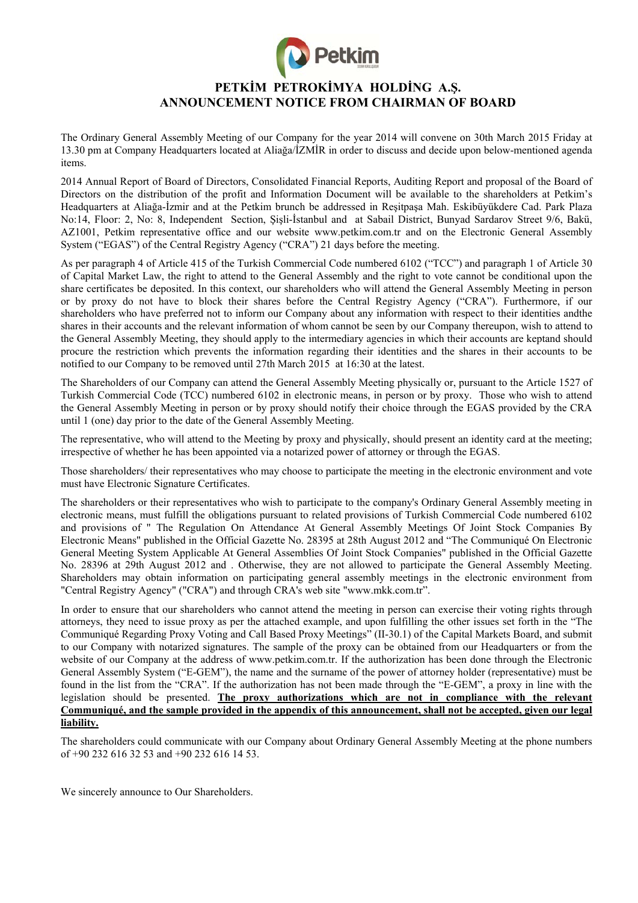# PETKİM PETROKİMYA HOLDİNG A.Ş.
## ANNOUNCEMENT NOTICE FROM CHAIRMAN OF BOARD

The Ordinary General Assembly Meeting of our Company for the year 2014 will convene on 30th March 2015 Friday at 13.30 pm at Company Headquarters located at Aliağa/İZMİR in order to discuss and decide upon below-mentioned agenda items.

2014 Annual Report of Board of Directors, Consolidated Financial Reports, Auditing Report and proposal of the Board of Directors on the distribution of the profit and Information Document will be available to the shareholders at Petkim's Headquarters at Aliağa-İzmir and at the Petkim brunch be addressed in Reşitpaşa Mah. Eskibüyükdere Cad. Park Plaza No:14, Floor: 2, No: 8, Independent Section, Şişli-İstanbul and at Sabail District, Bunyad Sardarov Street 9/6, Bakü, AZ1001, Petkim representative office and our website www.petkim.com.tr and on the Electronic General Assembly System ("EGAS") of the Central Registry Agency ("CRA") 21 days before the meeting.

As per paragraph 4 of Article 415 of the Turkish Commercial Code numbered 6102 ("TCC") and paragraph 1 of Article 30 of Capital Market Law, the right to attend to the General Assembly and the right to vote cannot be conditional upon the share certificates be deposited. In this context, our shareholders who will attend the General Assembly Meeting in person or by proxy do not have to block their shares before the Central Registry Agency ("CRA"). Furthermore, if our shareholders who have preferred not to inform our Company about any information with respect to their identities andthe shares in their accounts and the relevant information of whom cannot be seen by our Company thereupon, wish to attend to the General Assembly Meeting, they should apply to the intermediary agencies in which their accounts are keptand should procure the restriction which prevents the information regarding their identities and the shares in their accounts to be notified to our Company to be removed until 27th March 2015 at 16:30 at the latest.

The Shareholders of our Company can attend the General Assembly Meeting physically or, pursuant to the Article 1527 of Turkish Commercial Code (TCC) numbered 6102 in electronic means, in person or by proxy. Those who wish to attend the General Assembly Meeting in person or by proxy should notify their choice through the EGAS provided by the CRA until 1 (one) day prior to the date of the General Assembly Meeting.

The representative, who will attend to the Meeting by proxy and physically, should present an identity card at the meeting; irrespective of whether he has been appointed via a notarized power of attorney or through the EGAS.

Those shareholders/ their representatives who may choose to participate the meeting in the electronic environment and vote must have Electronic Signature Certificates.

The shareholders or their representatives who wish to participate to the company's Ordinary General Assembly meeting in electronic means, must fulfill the obligations pursuant to related provisions of Turkish Commercial Code numbered 6102 and provisions of " The Regulation On Attendance At General Assembly Meetings Of Joint Stock Companies By Electronic Means" published in the Official Gazette No. 28395 at 28th August 2012 and "The Communiqué On Electronic General Meeting System Applicable At General Assemblies Of Joint Stock Companies" published in the Official Gazette No. 28396 at 29th August 2012 and . Otherwise, they are not allowed to participate the General Assembly Meeting. Shareholders may obtain information on participating general assembly meetings in the electronic environment from "Central Registry Agency" ("CRA") and through CRA's web site "www.mkk.com.tr".

In order to ensure that our shareholders who cannot attend the meeting in person can exercise their voting rights through attorneys, they need to issue proxy as per the attached example, and upon fulfilling the other issues set forth in the "The Communiqué Regarding Proxy Voting and Call Based Proxy Meetings" (II-30.1) of the Capital Markets Board, and submit to our Company with notarized signatures. The sample of the proxy can be obtained from our Headquarters or from the website of our Company at the address of www.petkim.com.tr. If the authorization has been done through the Electronic General Assembly System ("E-GEM"), the name and the surname of the power of attorney holder (representative) must be found in the list from the "CRA". If the authorization has not been made through the "E-GEM", a proxy in line with the legislation should be presented. **<u>The proxy authorizations which are not in compliance with the relevant Communiqué, and the sample provided in the appendix of this announcement, shall not be accepted, given our legal liability.</u>**

The shareholders could communicate with our Company about Ordinary General Assembly Meeting at the phone numbers of +90 232 616 32 53 and +90 232 616 14 53.

We sincerely announce to Our Shareholders.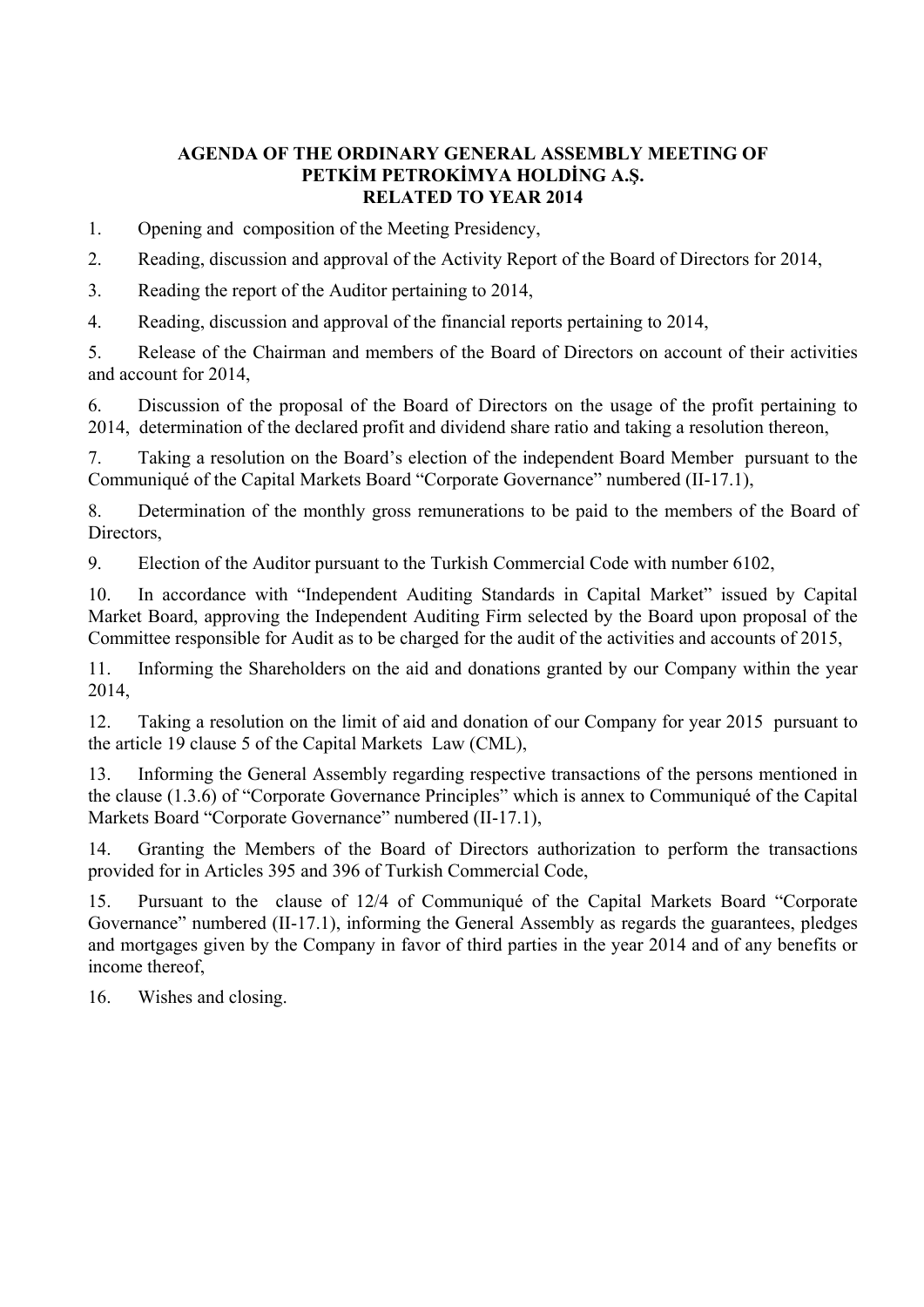**AGENDA OF THE ORDINARY GENERAL ASSEMBLY MEETING OF PETKİM PETROKİMYA HOLDİNG A.Ş. RELATED TO YEAR 2014**

1. Opening and composition of the Meeting Presidency,
2. Reading, discussion and approval of the Activity Report of the Board of Directors for 2014,
3. Reading the report of the Auditor pertaining to 2014,
4. Reading, discussion and approval of the financial reports pertaining to 2014,
5. Release of the Chairman and members of the Board of Directors on account of their activities and account for 2014,
6. Discussion of the proposal of the Board of Directors on the usage of the profit pertaining to 2014, determination of the declared profit and dividend share ratio and taking a resolution thereon,
7. Taking a resolution on the Board's election of the independent Board Member pursuant to the Communiqué of the Capital Markets Board "Corporate Governance" numbered (II-17.1),
8. Determination of the monthly gross remunerations to be paid to the members of the Board of Directors,
9. Election of the Auditor pursuant to the Turkish Commercial Code with number 6102,
10. In accordance with "Independent Auditing Standards in Capital Market" issued by Capital Market Board, approving the Independent Auditing Firm selected by the Board upon proposal of the Committee responsible for Audit as to be charged for the audit of the activities and accounts of 2015,
11. Informing the Shareholders on the aid and donations granted by our Company within the year 2014,
12. Taking a resolution on the limit of aid and donation of our Company for year 2015 pursuant to the article 19 clause 5 of the Capital Markets Law (CML),
13. Informing the General Assembly regarding respective transactions of the persons mentioned in the clause (1.3.6) of "Corporate Governance Principles" which is annex to Communiqué of the Capital Markets Board "Corporate Governance" numbered (II-17.1),
14. Granting the Members of the Board of Directors authorization to perform the transactions provided for in Articles 395 and 396 of Turkish Commercial Code,
15. Pursuant to the clause of 12/4 of Communiqué of the Capital Markets Board "Corporate Governance" numbered (II-17.1), informing the General Assembly as regards the guarantees, pledges and mortgages given by the Company in favor of third parties in the year 2014 and of any benefits or income thereof,
16. Wishes and closing.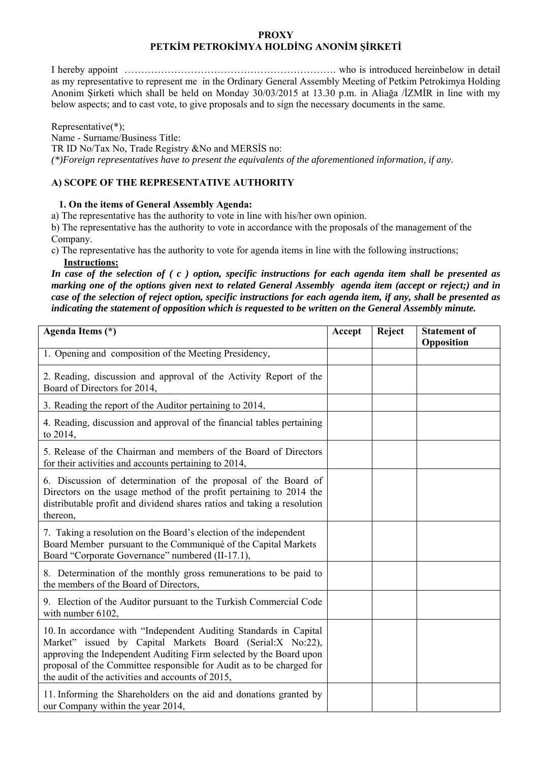**PROXY**
**PETKİM PETROKİMYA HOLDİNG ANONİM ŞİRKETİ**

I hereby appoint ………………………………………………………. who is introduced hereinbelow in detail as my representative to represent me in the Ordinary General Assembly Meeting of Petkim Petrokimya Holding Anonim Şirketi which shall be held on Monday 30/03/2015 at 13.30 p.m. in Aliağa /İZMİR in line with my below aspects; and to cast vote, to give proposals and to sign the necessary documents in the same.

Representative(*);
Name - Surname/Business Title:
TR ID No/Tax No, Trade Registry &No and MERSİS no:
*(*)Foreign representatives have to present the equivalents of the aforementioned information, if any.*

**A) SCOPE OF THE REPRESENTATIVE AUTHORITY**

**1. On the items of General Assembly Agenda:**

a) The representative has the authority to vote in line with his/her own opinion.
b) The representative has the authority to vote in accordance with the proposals of the management of the Company.
c) The representative has the authority to vote for agenda items in line with the following instructions;

**Instructions:**

***In case of the selection of ( c ) option, specific instructions for each agenda item shall be presented as marking one of the options given next to related General Assembly agenda item (accept or reject;) and in case of the selection of reject option, specific instructions for each agenda item, if any, shall be presented as indicating the statement of opposition which is requested to be written on the General Assembly minute.***

| Agenda Items (*) | Accept | Reject | Statement of Opposition |
|---|---|---|---|
| 1. Opening and composition of the Meeting Presidency, | | | |
| 2. Reading, discussion and approval of the Activity Report of the Board of Directors for 2014, | | | |
| 3. Reading the report of the Auditor pertaining to 2014, | | | |
| 4. Reading, discussion and approval of the financial tables pertaining to 2014, | | | |
| 5. Release of the Chairman and members of the Board of Directors for their activities and accounts pertaining to 2014, | | | |
| 6. Discussion of determination of the proposal of the Board of Directors on the usage method of the profit pertaining to 2014 the distributable profit and dividend shares ratios and taking a resolution thereon, | | | |
| 7. Taking a resolution on the Board's election of the independent Board Member pursuant to the Communiqué of the Capital Markets Board "Corporate Governance" numbered (II-17.1), | | | |
| 8. Determination of the monthly gross remunerations to be paid to the members of the Board of Directors, | | | |
| 9. Election of the Auditor pursuant to the Turkish Commercial Code with number 6102, | | | |
| 10. In accordance with "Independent Auditing Standards in Capital Market" issued by Capital Markets Board (Serial:X No:22), approving the Independent Auditing Firm selected by the Board upon proposal of the Committee responsible for Audit as to be charged for the audit of the activities and accounts of 2015, | | | |
| 11. Informing the Shareholders on the aid and donations granted by our Company within the year 2014, | | | |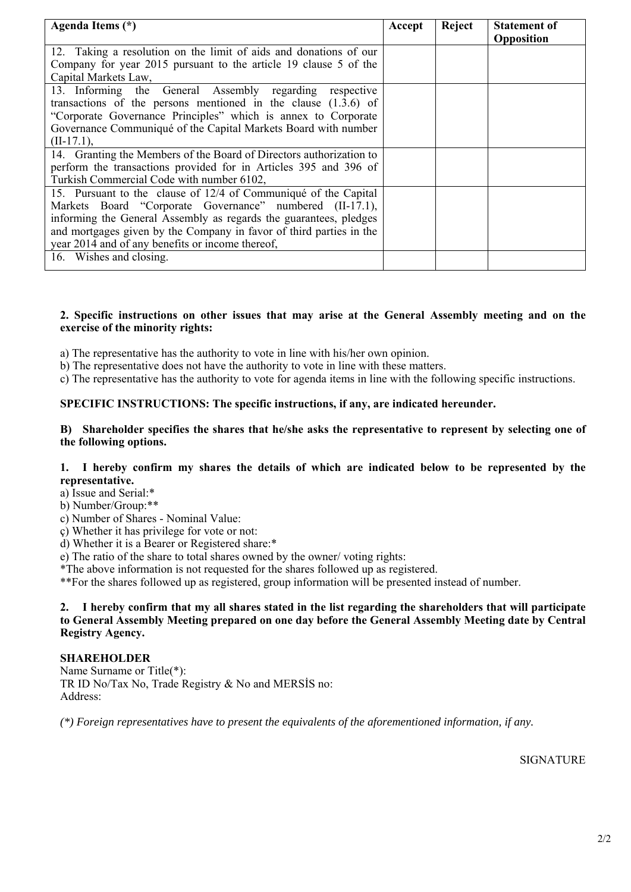| Agenda Items (*) | Accept | Reject | Statement of Opposition |
|---|---|---|---|
| 12. Taking a resolution on the limit of aids and donations of our Company for year 2015 pursuant to the article 19 clause 5 of the Capital Markets Law, | | | |
| 13. Informing the General Assembly regarding respective transactions of the persons mentioned in the clause (1.3.6) of "Corporate Governance Principles" which is annex to Corporate Governance Communiqué of the Capital Markets Board with number (II-17.1), | | | |
| 14. Granting the Members of the Board of Directors authorization to perform the transactions provided for in Articles 395 and 396 of Turkish Commercial Code with number 6102, | | | |
| 15. Pursuant to the clause of 12/4 of Communiqué of the Capital Markets Board "Corporate Governance" numbered (II-17.1), informing the General Assembly as regards the guarantees, pledges and mortgages given by the Company in favor of third parties in the year 2014 and of any benefits or income thereof, | | | |
| 16. Wishes and closing. | | | |

**2. Specific instructions on other issues that may arise at the General Assembly meeting and on the exercise of the minority rights:**

a) The representative has the authority to vote in line with his/her own opinion.
b) The representative does not have the authority to vote in line with these matters.
c) The representative has the authority to vote for agenda items in line with the following specific instructions.

**SPECIFIC INSTRUCTIONS: The specific instructions, if any, are indicated hereunder.**

**B) Shareholder specifies the shares that he/she asks the representative to represent by selecting one of the following options.**

**1. I hereby confirm my shares the details of which are indicated below to be represented by the representative.**

a) Issue and Serial:*
b) Number/Group:**
c) Number of Shares - Nominal Value:
ç) Whether it has privilege for vote or not:
d) Whether it is a Bearer or Registered share:*
e) The ratio of the share to total shares owned by the owner/ voting rights:
*The above information is not requested for the shares followed up as registered.
**For the shares followed up as registered, group information will be presented instead of number.

**2. I hereby confirm that my all shares stated in the list regarding the shareholders that will participate to General Assembly Meeting prepared on one day before the General Assembly Meeting date by Central Registry Agency.**

**SHAREHOLDER**
Name Surname or Title(*):
TR ID No/Tax No, Trade Registry & No and MERSİS no:
Address:

*(*) Foreign representatives have to present the equivalents of the aforementioned information, if any.*

SIGNATURE